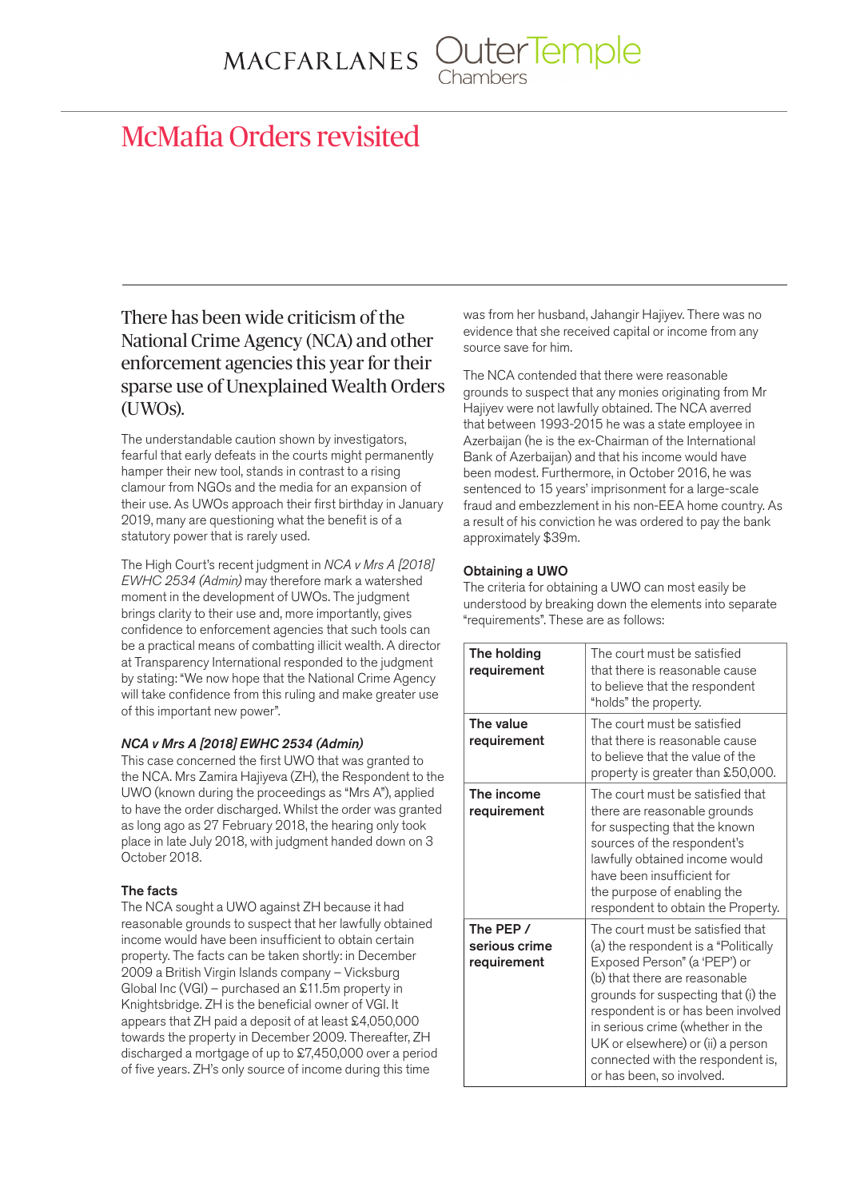MACFARLANES Outer Temple Chambers

# McMafia Orders revisited

## There has been wide criticism of the National Crime Agency (NCA) and other enforcement agencies this year for their sparse use of Unexplained Wealth Orders (UWOs).

The understandable caution shown by investigators, fearful that early defeats in the courts might permanently hamper their new tool, stands in contrast to a rising clamour from NGOs and the media for an expansion of their use. As UWOs approach their first birthday in January 2019, many are questioning what the benefit is of a statutory power that is rarely used.

The High Court's recent judgment in *NCA v Mrs A [2018] EWHC 2534 (Admin)* may therefore mark a watershed moment in the development of UWOs. The judgment brings clarity to their use and, more importantly, gives confidence to enforcement agencies that such tools can be a practical means of combatting illicit wealth. A director at Transparency International responded to the judgment by stating: "We now hope that the National Crime Agency will take confidence from this ruling and make greater use of this important new power".

### *NCA v Mrs A [2018] EWHC 2534 (Admin)*

This case concerned the first UWO that was granted to the NCA. Mrs Zamira Hajiyeva (ZH), the Respondent to the UWO (known during the proceedings as "Mrs A"), applied to have the order discharged. Whilst the order was granted as long ago as 27 February 2018, the hearing only took place in late July 2018, with judgment handed down on 3 October 2018.

### The facts

The NCA sought a UWO against ZH because it had reasonable grounds to suspect that her lawfully obtained income would have been insufficient to obtain certain property. The facts can be taken shortly: in December 2009 a British Virgin Islands company – Vicksburg Global Inc (VGI) – purchased an £11.5m property in Knightsbridge. ZH is the beneficial owner of VGI. It appears that ZH paid a deposit of at least £4,050,000 towards the property in December 2009. Thereafter, ZH discharged a mortgage of up to £7,450,000 over a period of five years. ZH's only source of income during this time was from her husband, Jahangir Hajiyev. There was no evidence that she received capital or income from any source save for him.

The NCA contended that there were reasonable grounds to suspect that any monies originating from Mr Hajiyev were not lawfully obtained. The NCA averred that between 1993-2015 he was a state employee in Azerbaijan (he is the ex-Chairman of the International Bank of Azerbaijan) and that his income would have been modest. Furthermore, in October 2016, he was sentenced to 15 years' imprisonment for a large-scale fraud and embezzlement in his non-EEA home country. As a result of his conviction he was ordered to pay the bank approximately $39m.

### Obtaining a UWO

The criteria for obtaining a UWO can most easily be understood by breaking down the elements into separate "requirements". These are as follows:

| | |
|---|---|
| **The holding requirement** | The court must be satisfied that there is reasonable cause to believe that the respondent "holds" the property. |
| **The value requirement** | The court must be satisfied that there is reasonable cause to believe that the value of the property is greater than £50,000. |
| **The income requirement** | The court must be satisfied that there are reasonable grounds for suspecting that the known sources of the respondent's lawfully obtained income would have been insufficient for the purpose of enabling the respondent to obtain the Property. |
| **The PEP / serious crime requirement** | The court must be satisfied that (a) the respondent is a "Politically Exposed Person" (a 'PEP') or (b) that there are reasonable grounds for suspecting that (i) the respondent is or has been involved in serious crime (whether in the UK or elsewhere) or (ii) a person connected with the respondent is, or has been, so involved. |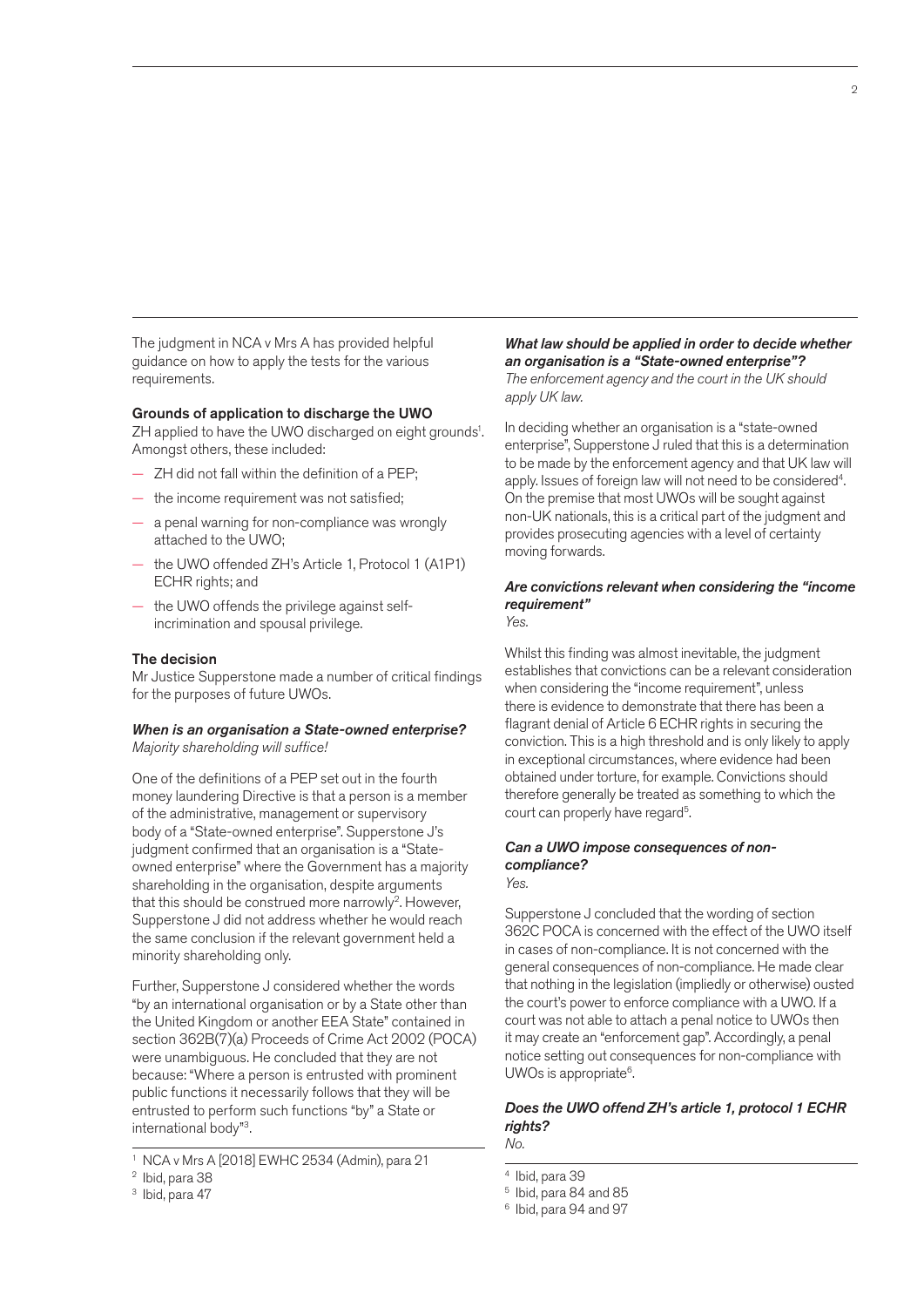The judgment in NCA v Mrs A has provided helpful guidance on how to apply the tests for the various requirements.

### Grounds of application to discharge the UWO

ZH applied to have the UWO discharged on eight grounds[1]. Amongst others, these included:

- ZH did not fall within the definition of a PEP;
- the income requirement was not satisfied;
- a penal warning for non-compliance was wrongly attached to the UWO;
- the UWO offended ZH's Article 1, Protocol 1 (A1P1) ECHR rights; and
- the UWO offends the privilege against self-incrimination and spousal privilege.

### The decision

Mr Justice Supperstone made a number of critical findings for the purposes of future UWOs.

#### *When is an organisation a State-owned enterprise?*

*Majority shareholding will suffice!*

One of the definitions of a PEP set out in the fourth money laundering Directive is that a person is a member of the administrative, management or supervisory body of a "State-owned enterprise". Supperstone J's judgment confirmed that an organisation is a "State-owned enterprise" where the Government has a majority shareholding in the organisation, despite arguments that this should be construed more narrowly[2]. However, Supperstone J did not address whether he would reach the same conclusion if the relevant government held a minority shareholding only.

Further, Supperstone J considered whether the words "by an international organisation or by a State other than the United Kingdom or another EEA State" contained in section 362B(7)(a) Proceeds of Crime Act 2002 (POCA) were unambiguous. He concluded that they are not because: "Where a person is entrusted with prominent public functions it necessarily follows that they will be entrusted to perform such functions "by" a State or international body"[3].

#### *What law should be applied in order to decide whether an organisation is a "State-owned enterprise"?*

*The enforcement agency and the court in the UK should apply UK law.*

In deciding whether an organisation is a "state-owned enterprise", Supperstone J ruled that this is a determination to be made by the enforcement agency and that UK law will apply. Issues of foreign law will not need to be considered[4]. On the premise that most UWOs will be sought against non-UK nationals, this is a critical part of the judgment and provides prosecuting agencies with a level of certainty moving forwards.

#### *Are convictions relevant when considering the "income requirement"*

*Yes.*

Whilst this finding was almost inevitable, the judgment establishes that convictions can be a relevant consideration when considering the "income requirement", unless there is evidence to demonstrate that there has been a flagrant denial of Article 6 ECHR rights in securing the conviction. This is a high threshold and is only likely to apply in exceptional circumstances, where evidence had been obtained under torture, for example. Convictions should therefore generally be treated as something to which the court can properly have regard[5].

#### *Can a UWO impose consequences of non-compliance?*

*Yes.*

Supperstone J concluded that the wording of section 362C POCA is concerned with the effect of the UWO itself in cases of non-compliance. It is not concerned with the general consequences of non-compliance. He made clear that nothing in the legislation (impliedly or otherwise) ousted the court's power to enforce compliance with a UWO. If a court was not able to attach a penal notice to UWOs then it may create an "enforcement gap". Accordingly, a penal notice setting out consequences for non-compliance with UWOs is appropriate[6].

#### *Does the UWO offend ZH's article 1, protocol 1 ECHR rights?*

*No.*

---

[1] NCA v Mrs A [2018] EWHC 2534 (Admin), para 21
[2] Ibid, para 38
[3] Ibid, para 47
[4] Ibid, para 39
[5] Ibid, para 84 and 85
[6] Ibid, para 94 and 97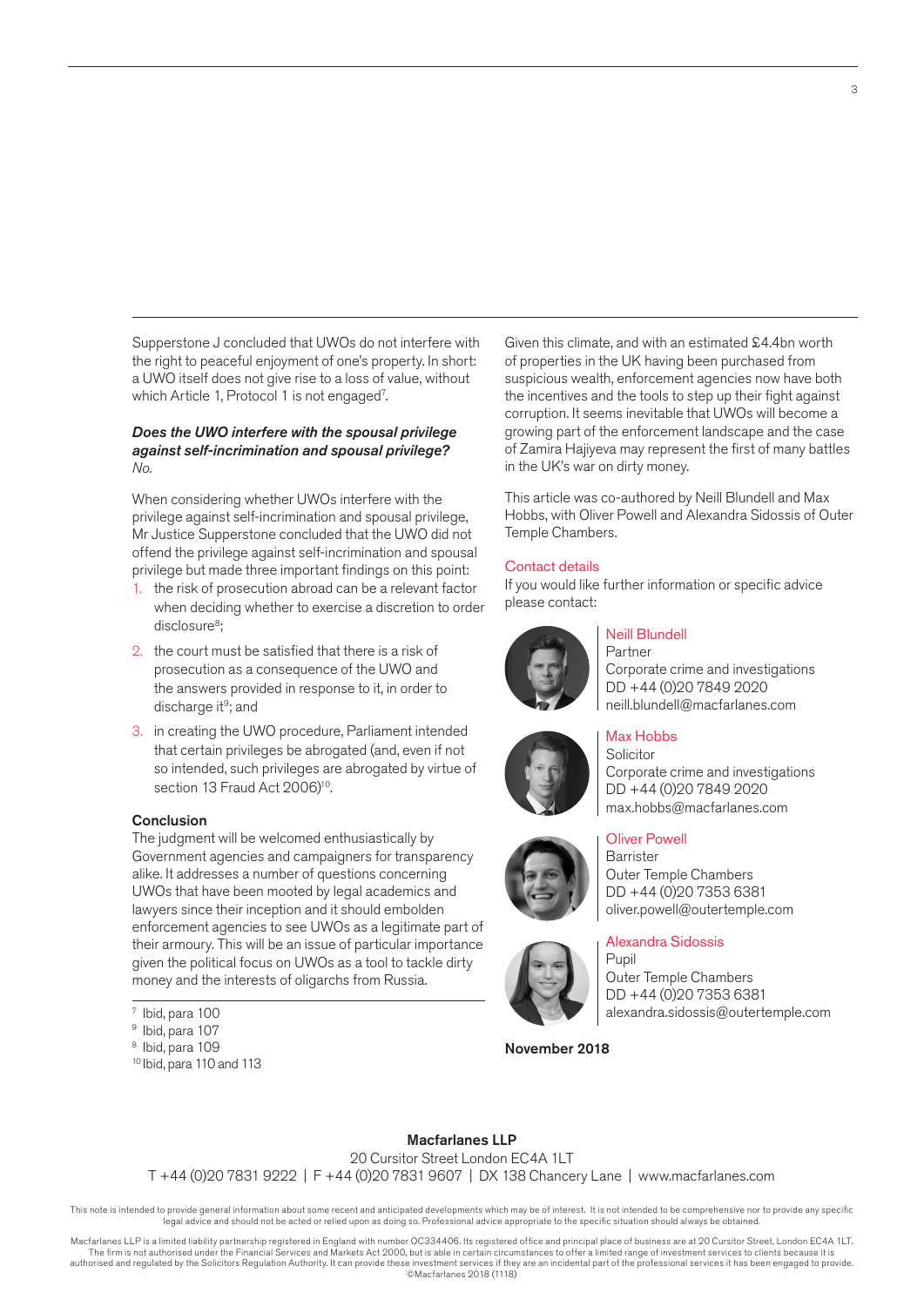Supperstone J concluded that UWOs do not interfere with the right to peaceful enjoyment of one's property. In short: a UWO itself does not give rise to a loss of value, without which Article 1, Protocol 1 is not engaged[7].

***Does the UWO interfere with the spousal privilege against self-incrimination and spousal privilege?***
*No.*

When considering whether UWOs interfere with the privilege against self-incrimination and spousal privilege, Mr Justice Supperstone concluded that the UWO did not offend the privilege against self-incrimination and spousal privilege but made three important findings on this point:

1. the risk of prosecution abroad can be a relevant factor when deciding whether to exercise a discretion to order disclosure[8];
2. the court must be satisfied that there is a risk of prosecution as a consequence of the UWO and the answers provided in response to it, in order to discharge it[9]; and
3. in creating the UWO procedure, Parliament intended that certain privileges be abrogated (and, even if not so intended, such privileges are abrogated by virtue of section 13 Fraud Act 2006)[10].

**Conclusion**

The judgment will be welcomed enthusiastically by Government agencies and campaigners for transparency alike. It addresses a number of questions concerning UWOs that have been mooted by legal academics and lawyers since their inception and it should embolden enforcement agencies to see UWOs as a legitimate part of their armoury. This will be an issue of particular importance given the political focus on UWOs as a tool to tackle dirty money and the interests of oligarchs from Russia.

[7] Ibid, para 100
[9] Ibid, para 107
[8] Ibid, para 109
[10] Ibid, para 110 and 113

Given this climate, and with an estimated £4.4bn worth of properties in the UK having been purchased from suspicious wealth, enforcement agencies now have both the incentives and the tools to step up their fight against corruption. It seems inevitable that UWOs will become a growing part of the enforcement landscape and the case of Zamira Hajiyeva may represent the first of many battles in the UK's war on dirty money.

This article was co-authored by Neill Blundell and Max Hobbs, with Oliver Powell and Alexandra Sidossis of Outer Temple Chambers.

**Contact details**

If you would like further information or specific advice please contact:

**Neill Blundell**
Partner
Corporate crime and investigations
DD +44 (0)20 7849 2020
neill.blundell@macfarlanes.com

**Max Hobbs**
Solicitor
Corporate crime and investigations
DD +44 (0)20 7849 2020
max.hobbs@macfarlanes.com

**Oliver Powell**
Barrister
Outer Temple Chambers
DD +44 (0)20 7353 6381
oliver.powell@outertemple.com

**Alexandra Sidossis**
Pupil
Outer Temple Chambers
DD +44 (0)20 7353 6381
alexandra.sidossis@outertemple.com

**November 2018**

**Macfarlanes LLP**
20 Cursitor Street London EC4A 1LT
T +44 (0)20 7831 9222 | F +44 (0)20 7831 9607 | DX 138 Chancery Lane | www.macfarlanes.com

This note is intended to provide general information about some recent and anticipated developments which may be of interest. It is not intended to be comprehensive nor to provide any specific legal advice and should not be acted or relied upon as doing so. Professional advice appropriate to the specific situation should always be obtained.

Macfarlanes LLP is a limited liability partnership registered in England with number OC334406. Its registered office and principal place of business are at 20 Cursitor Street, London EC4A 1LT. The firm is not authorised under the Financial Services and Markets Act 2000, but is able in certain circumstances to offer a limited range of investment services to clients because it is authorised and regulated by the Solicitors Regulation Authority. It can provide these investment services if they are an incidental part of the professional services it has been engaged to provide.
©Macfarlanes 2018 (1118)